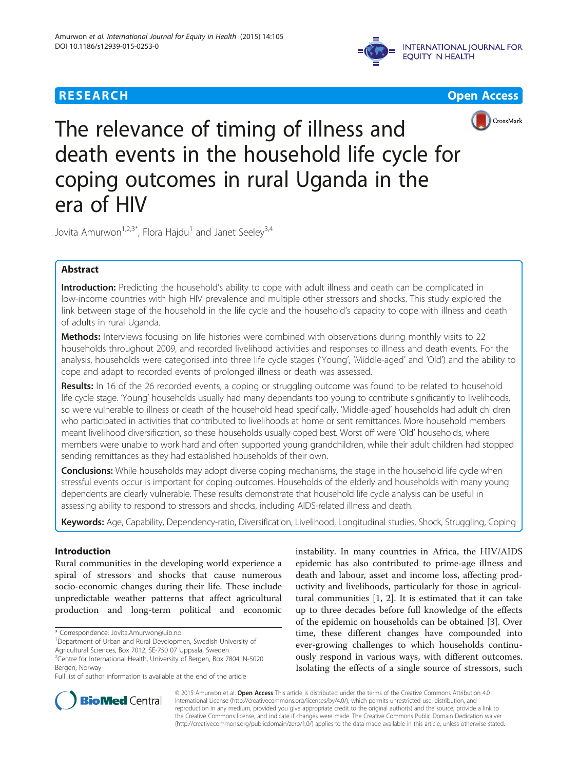RESEARCH Open Access

# The relevance of timing of illness and death events in the household life cycle for coping outcomes in rural Uganda in the era of HIV

Jovita Amurwon[1,2,3*], Flora Hajdu[1] and Janet Seeley[3,4]

## Abstract

**Introduction:** Predicting the household's ability to cope with adult illness and death can be complicated in low-income countries with high HIV prevalence and multiple other stressors and shocks. This study explored the link between stage of the household in the life cycle and the household's capacity to cope with illness and death of adults in rural Uganda.

**Methods:** Interviews focusing on life histories were combined with observations during monthly visits to 22 households throughout 2009, and recorded livelihood activities and responses to illness and death events. For the analysis, households were categorised into three life cycle stages ('Young', 'Middle-aged' and 'Old') and the ability to cope and adapt to recorded events of prolonged illness or death was assessed.

**Results:** In 16 of the 26 recorded events, a coping or struggling outcome was found to be related to household life cycle stage. 'Young' households usually had many dependants too young to contribute significantly to livelihoods, so were vulnerable to illness or death of the household head specifically. 'Middle-aged' households had adult children who participated in activities that contributed to livelihoods at home or sent remittances. More household members meant livelihood diversification, so these households usually coped best. Worst off were 'Old' households, where members were unable to work hard and often supported young grandchildren, while their adult children had stopped sending remittances as they had established households of their own.

**Conclusions:** While households may adopt diverse coping mechanisms, the stage in the household life cycle when stressful events occur is important for coping outcomes. Households of the elderly and households with many young dependents are clearly vulnerable. These results demonstrate that household life cycle analysis can be useful in assessing ability to respond to stressors and shocks, including AIDS-related illness and death.

**Keywords:** Age, Capability, Dependency-ratio, Diversification, Livelihood, Longitudinal studies, Shock, Struggling, Coping

## Introduction

Rural communities in the developing world experience a spiral of stressors and shocks that cause numerous socio-economic changes during their life. These include unpredictable weather patterns that affect agricultural production and long-term political and economic instability. In many countries in Africa, the HIV/AIDS epidemic has also contributed to prime-age illness and death and labour, asset and income loss, affecting productivity and livelihoods, particularly for those in agricultural communities [1, 2]. It is estimated that it can take up to three decades before full knowledge of the effects of the epidemic on households can be obtained [3]. Over time, these different changes have compounded into ever-growing challenges to which households continuously respond in various ways, with different outcomes. Isolating the effects of a single source of stressors, such

\* Correspondence: Jovita.Amurwon@uib.no
[1]Department of Urban and Rural Developmen, Swedish University of Agricultural Sciences, Box 7012, SE-750 07 Uppsala, Sweden
[2]Centre for International Health, University of Bergen, Box 7804, N-5020 Bergen, Norway
Full list of author information is available at the end of the article

© 2015 Amurwon et al. **Open Access** This article is distributed under the terms of the Creative Commons Attribution 4.0 International License (http://creativecommons.org/licenses/by/4.0/), which permits unrestricted use, distribution, and reproduction in any medium, provided you give appropriate credit to the original author(s) and the source, provide a link to the Creative Commons license, and indicate if changes were made. The Creative Commons Public Domain Dedication waiver (http://creativecommons.org/publicdomain/zero/1.0/) applies to the data made available in this article, unless otherwise stated.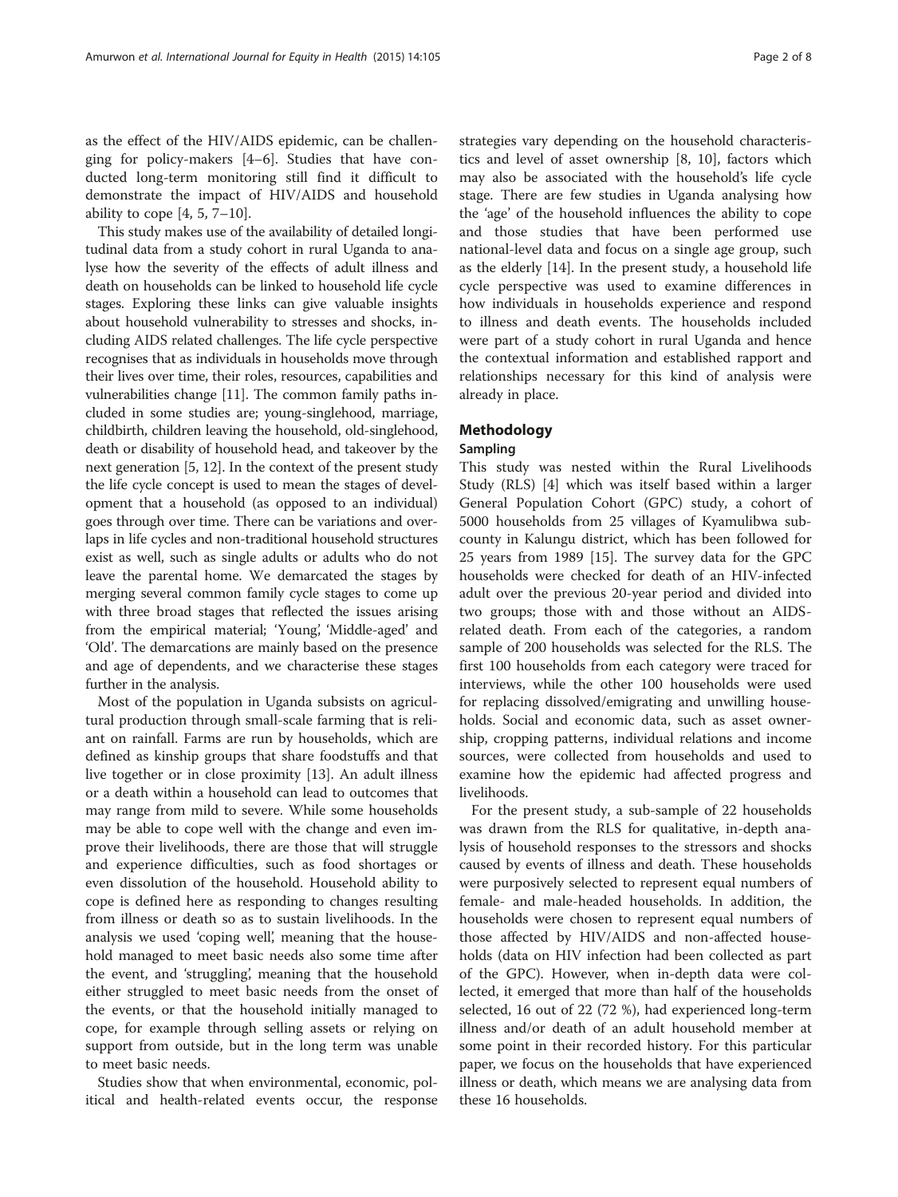as the effect of the HIV/AIDS epidemic, can be challenging for policy-makers [4–6]. Studies that have conducted long-term monitoring still find it difficult to demonstrate the impact of HIV/AIDS and household ability to cope [4, 5, 7–10].

This study makes use of the availability of detailed longitudinal data from a study cohort in rural Uganda to analyse how the severity of the effects of adult illness and death on households can be linked to household life cycle stages. Exploring these links can give valuable insights about household vulnerability to stresses and shocks, including AIDS related challenges. The life cycle perspective recognises that as individuals in households move through their lives over time, their roles, resources, capabilities and vulnerabilities change [11]. The common family paths included in some studies are; young-singlehood, marriage, childbirth, children leaving the household, old-singlehood, death or disability of household head, and takeover by the next generation [5, 12]. In the context of the present study the life cycle concept is used to mean the stages of development that a household (as opposed to an individual) goes through over time. There can be variations and overlaps in life cycles and non-traditional household structures exist as well, such as single adults or adults who do not leave the parental home. We demarcated the stages by merging several common family cycle stages to come up with three broad stages that reflected the issues arising from the empirical material; 'Young', 'Middle-aged' and 'Old'. The demarcations are mainly based on the presence and age of dependents, and we characterise these stages further in the analysis.

Most of the population in Uganda subsists on agricultural production through small-scale farming that is reliant on rainfall. Farms are run by households, which are defined as kinship groups that share foodstuffs and that live together or in close proximity [13]. An adult illness or a death within a household can lead to outcomes that may range from mild to severe. While some households may be able to cope well with the change and even improve their livelihoods, there are those that will struggle and experience difficulties, such as food shortages or even dissolution of the household. Household ability to cope is defined here as responding to changes resulting from illness or death so as to sustain livelihoods. In the analysis we used 'coping well', meaning that the household managed to meet basic needs also some time after the event, and 'struggling', meaning that the household either struggled to meet basic needs from the onset of the events, or that the household initially managed to cope, for example through selling assets or relying on support from outside, but in the long term was unable to meet basic needs.

Studies show that when environmental, economic, political and health-related events occur, the response strategies vary depending on the household characteristics and level of asset ownership [8, 10], factors which may also be associated with the household's life cycle stage. There are few studies in Uganda analysing how the 'age' of the household influences the ability to cope and those studies that have been performed use national-level data and focus on a single age group, such as the elderly [14]. In the present study, a household life cycle perspective was used to examine differences in how individuals in households experience and respond to illness and death events. The households included were part of a study cohort in rural Uganda and hence the contextual information and established rapport and relationships necessary for this kind of analysis were already in place.

## Methodology

### Sampling

This study was nested within the Rural Livelihoods Study (RLS) [4] which was itself based within a larger General Population Cohort (GPC) study, a cohort of 5000 households from 25 villages of Kyamulibwa sub-county in Kalungu district, which has been followed for 25 years from 1989 [15]. The survey data for the GPC households were checked for death of an HIV-infected adult over the previous 20-year period and divided into two groups; those with and those without an AIDS-related death. From each of the categories, a random sample of 200 households was selected for the RLS. The first 100 households from each category were traced for interviews, while the other 100 households were used for replacing dissolved/emigrating and unwilling households. Social and economic data, such as asset ownership, cropping patterns, individual relations and income sources, were collected from households and used to examine how the epidemic had affected progress and livelihoods.

For the present study, a sub-sample of 22 households was drawn from the RLS for qualitative, in-depth analysis of household responses to the stressors and shocks caused by events of illness and death. These households were purposively selected to represent equal numbers of female- and male-headed households. In addition, the households were chosen to represent equal numbers of those affected by HIV/AIDS and non-affected households (data on HIV infection had been collected as part of the GPC). However, when in-depth data were collected, it emerged that more than half of the households selected, 16 out of 22 (72 %), had experienced long-term illness and/or death of an adult household member at some point in their recorded history. For this particular paper, we focus on the households that have experienced illness or death, which means we are analysing data from these 16 households.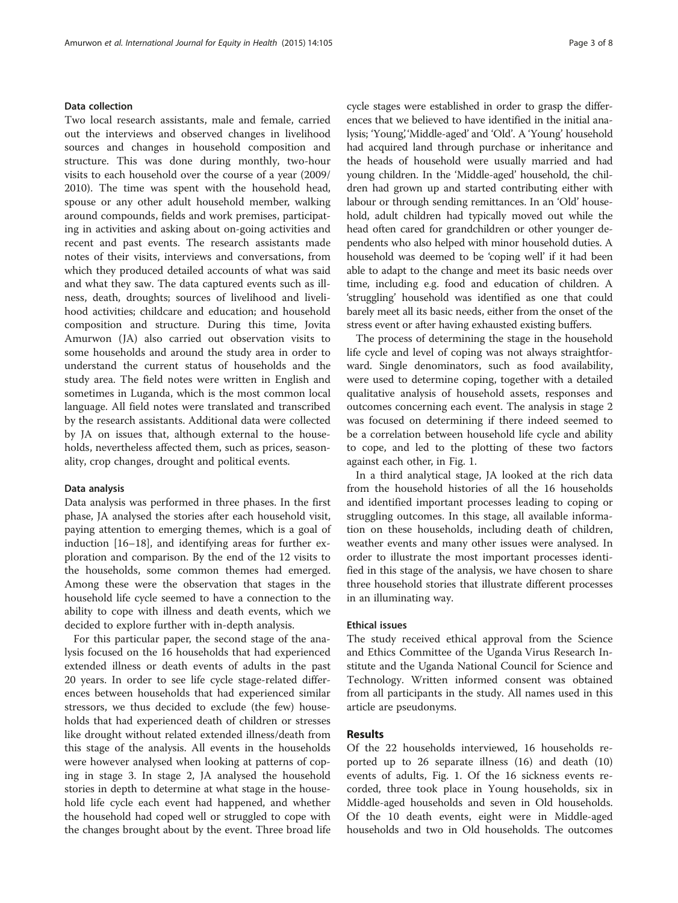### Data collection

Two local research assistants, male and female, carried out the interviews and observed changes in livelihood sources and changes in household composition and structure. This was done during monthly, two-hour visits to each household over the course of a year (2009/2010). The time was spent with the household head, spouse or any other adult household member, walking around compounds, fields and work premises, participating in activities and asking about on-going activities and recent and past events. The research assistants made notes of their visits, interviews and conversations, from which they produced detailed accounts of what was said and what they saw. The data captured events such as illness, death, droughts; sources of livelihood and livelihood activities; childcare and education; and household composition and structure. During this time, Jovita Amurwon (JA) also carried out observation visits to some households and around the study area in order to understand the current status of households and the study area. The field notes were written in English and sometimes in Luganda, which is the most common local language. All field notes were translated and transcribed by the research assistants. Additional data were collected by JA on issues that, although external to the households, nevertheless affected them, such as prices, seasonality, crop changes, drought and political events.

### Data analysis

Data analysis was performed in three phases. In the first phase, JA analysed the stories after each household visit, paying attention to emerging themes, which is a goal of induction [16–18], and identifying areas for further exploration and comparison. By the end of the 12 visits to the households, some common themes had emerged. Among these were the observation that stages in the household life cycle seemed to have a connection to the ability to cope with illness and death events, which we decided to explore further with in-depth analysis.

For this particular paper, the second stage of the analysis focused on the 16 households that had experienced extended illness or death events of adults in the past 20 years. In order to see life cycle stage-related differences between households that had experienced similar stressors, we thus decided to exclude (the few) households that had experienced death of children or stresses like drought without related extended illness/death from this stage of the analysis. All events in the households were however analysed when looking at patterns of coping in stage 3. In stage 2, JA analysed the household stories in depth to determine at what stage in the household life cycle each event had happened, and whether the household had coped well or struggled to cope with the changes brought about by the event. Three broad life cycle stages were established in order to grasp the differences that we believed to have identified in the initial analysis; 'Young', 'Middle-aged' and 'Old'. A 'Young' household had acquired land through purchase or inheritance and the heads of household were usually married and had young children. In the 'Middle-aged' household, the children had grown up and started contributing either with labour or through sending remittances. In an 'Old' household, adult children had typically moved out while the head often cared for grandchildren or other younger dependents who also helped with minor household duties. A household was deemed to be 'coping well' if it had been able to adapt to the change and meet its basic needs over time, including e.g. food and education of children. A 'struggling' household was identified as one that could barely meet all its basic needs, either from the onset of the stress event or after having exhausted existing buffers.

The process of determining the stage in the household life cycle and level of coping was not always straightforward. Single denominators, such as food availability, were used to determine coping, together with a detailed qualitative analysis of household assets, responses and outcomes concerning each event. The analysis in stage 2 was focused on determining if there indeed seemed to be a correlation between household life cycle and ability to cope, and led to the plotting of these two factors against each other, in Fig. 1.

In a third analytical stage, JA looked at the rich data from the household histories of all the 16 households and identified important processes leading to coping or struggling outcomes. In this stage, all available information on these households, including death of children, weather events and many other issues were analysed. In order to illustrate the most important processes identified in this stage of the analysis, we have chosen to share three household stories that illustrate different processes in an illuminating way.

### Ethical issues

The study received ethical approval from the Science and Ethics Committee of the Uganda Virus Research Institute and the Uganda National Council for Science and Technology. Written informed consent was obtained from all participants in the study. All names used in this article are pseudonyms.

## Results

Of the 22 households interviewed, 16 households reported up to 26 separate illness (16) and death (10) events of adults, Fig. 1. Of the 16 sickness events recorded, three took place in Young households, six in Middle-aged households and seven in Old households. Of the 10 death events, eight were in Middle-aged households and two in Old households. The outcomes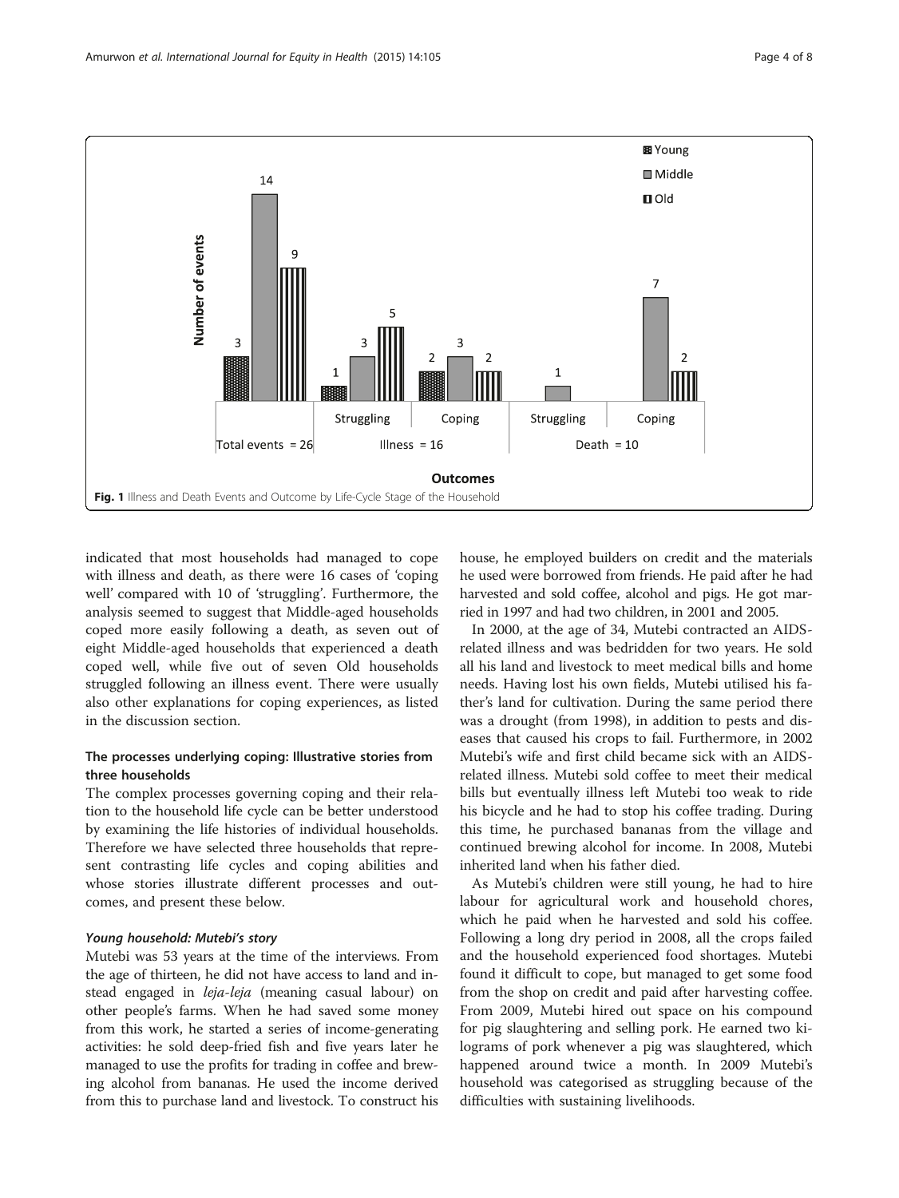Fig. 1 Illness and Death Events and Outcome by Life-Cycle Stage of the Household

indicated that most households had managed to cope with illness and death, as there were 16 cases of 'coping well' compared with 10 of 'struggling'. Furthermore, the analysis seemed to suggest that Middle-aged households coped more easily following a death, as seven out of eight Middle-aged households that experienced a death coped well, while five out of seven Old households struggled following an illness event. There were usually also other explanations for coping experiences, as listed in the discussion section.

### The processes underlying coping: Illustrative stories from three households

The complex processes governing coping and their relation to the household life cycle can be better understood by examining the life histories of individual households. Therefore we have selected three households that represent contrasting life cycles and coping abilities and whose stories illustrate different processes and outcomes, and present these below.

#### *Young household: Mutebi's story*

Mutebi was 53 years at the time of the interviews. From the age of thirteen, he did not have access to land and instead engaged in *leja-leja* (meaning casual labour) on other people's farms. When he had saved some money from this work, he started a series of income-generating activities: he sold deep-fried fish and five years later he managed to use the profits for trading in coffee and brewing alcohol from bananas. He used the income derived from this to purchase land and livestock. To construct his house, he employed builders on credit and the materials he used were borrowed from friends. He paid after he had harvested and sold coffee, alcohol and pigs. He got married in 1997 and had two children, in 2001 and 2005.

In 2000, at the age of 34, Mutebi contracted an AIDS-related illness and was bedridden for two years. He sold all his land and livestock to meet medical bills and home needs. Having lost his own fields, Mutebi utilised his father's land for cultivation. During the same period there was a drought (from 1998), in addition to pests and diseases that caused his crops to fail. Furthermore, in 2002 Mutebi's wife and first child became sick with an AIDS-related illness. Mutebi sold coffee to meet their medical bills but eventually illness left Mutebi too weak to ride his bicycle and he had to stop his coffee trading. During this time, he purchased bananas from the village and continued brewing alcohol for income. In 2008, Mutebi inherited land when his father died.

As Mutebi's children were still young, he had to hire labour for agricultural work and household chores, which he paid when he harvested and sold his coffee. Following a long dry period in 2008, all the crops failed and the household experienced food shortages. Mutebi found it difficult to cope, but managed to get some food from the shop on credit and paid after harvesting coffee. From 2009, Mutebi hired out space on his compound for pig slaughtering and selling pork. He earned two kilograms of pork whenever a pig was slaughtered, which happened around twice a month. In 2009 Mutebi's household was categorised as struggling because of the difficulties with sustaining livelihoods.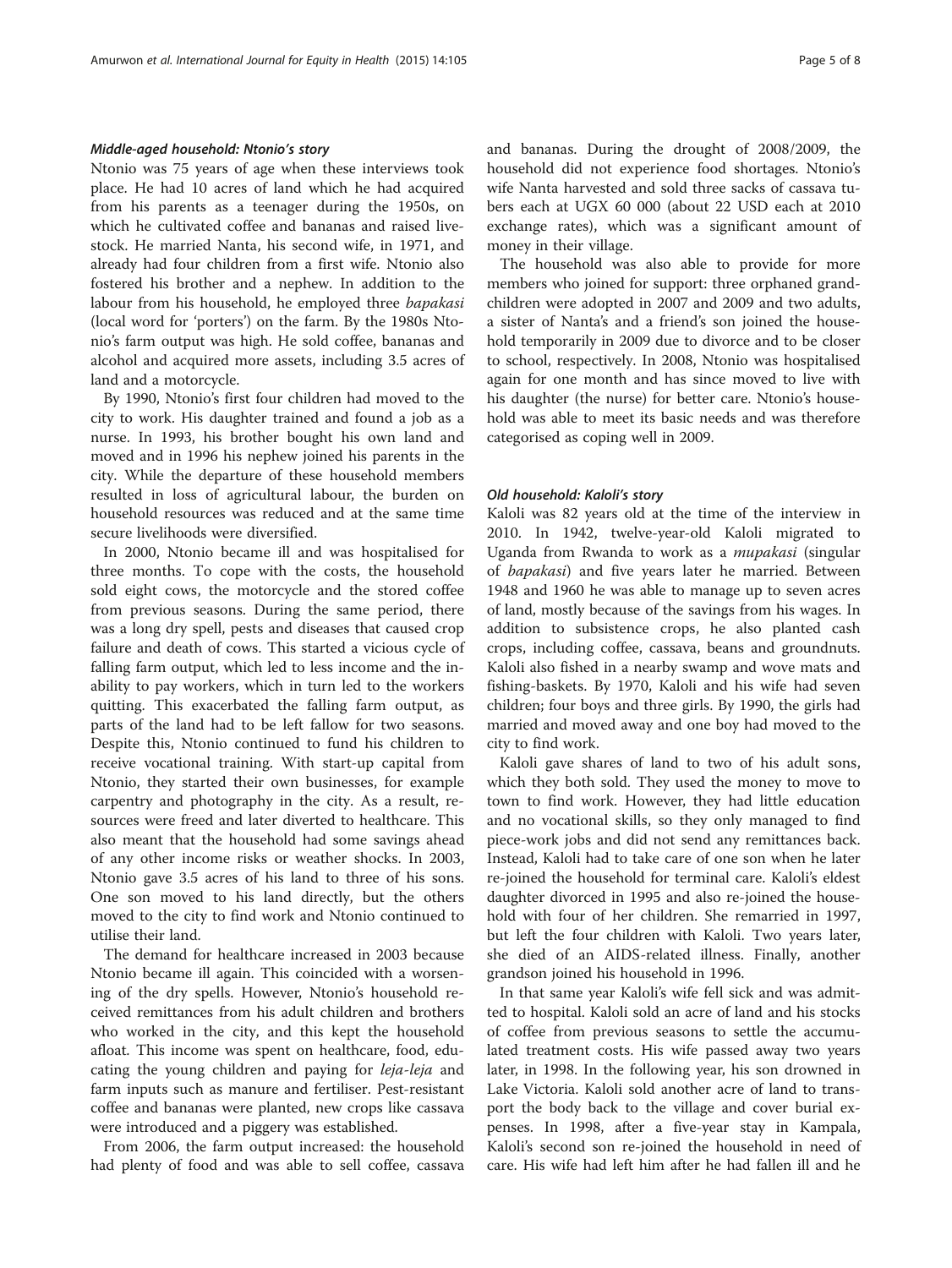#### *Middle-aged household: Ntonio's story*

Ntonio was 75 years of age when these interviews took place. He had 10 acres of land which he had acquired from his parents as a teenager during the 1950s, on which he cultivated coffee and bananas and raised livestock. He married Nanta, his second wife, in 1971, and already had four children from a first wife. Ntonio also fostered his brother and a nephew. In addition to the labour from his household, he employed three *bapakasi* (local word for 'porters') on the farm. By the 1980s Ntonio's farm output was high. He sold coffee, bananas and alcohol and acquired more assets, including 3.5 acres of land and a motorcycle.

By 1990, Ntonio's first four children had moved to the city to work. His daughter trained and found a job as a nurse. In 1993, his brother bought his own land and moved and in 1996 his nephew joined his parents in the city. While the departure of these household members resulted in loss of agricultural labour, the burden on household resources was reduced and at the same time secure livelihoods were diversified.

In 2000, Ntonio became ill and was hospitalised for three months. To cope with the costs, the household sold eight cows, the motorcycle and the stored coffee from previous seasons. During the same period, there was a long dry spell, pests and diseases that caused crop failure and death of cows. This started a vicious cycle of falling farm output, which led to less income and the inability to pay workers, which in turn led to the workers quitting. This exacerbated the falling farm output, as parts of the land had to be left fallow for two seasons. Despite this, Ntonio continued to fund his children to receive vocational training. With start-up capital from Ntonio, they started their own businesses, for example carpentry and photography in the city. As a result, resources were freed and later diverted to healthcare. This also meant that the household had some savings ahead of any other income risks or weather shocks. In 2003, Ntonio gave 3.5 acres of his land to three of his sons. One son moved to his land directly, but the others moved to the city to find work and Ntonio continued to utilise their land.

The demand for healthcare increased in 2003 because Ntonio became ill again. This coincided with a worsening of the dry spells. However, Ntonio's household received remittances from his adult children and brothers who worked in the city, and this kept the household afloat. This income was spent on healthcare, food, educating the young children and paying for *leja-leja* and farm inputs such as manure and fertiliser. Pest-resistant coffee and bananas were planted, new crops like cassava were introduced and a piggery was established.

From 2006, the farm output increased: the household had plenty of food and was able to sell coffee, cassava and bananas. During the drought of 2008/2009, the household did not experience food shortages. Ntonio's wife Nanta harvested and sold three sacks of cassava tubers each at UGX 60 000 (about 22 USD each at 2010 exchange rates), which was a significant amount of money in their village.

The household was also able to provide for more members who joined for support: three orphaned grandchildren were adopted in 2007 and 2009 and two adults, a sister of Nanta's and a friend's son joined the household temporarily in 2009 due to divorce and to be closer to school, respectively. In 2008, Ntonio was hospitalised again for one month and has since moved to live with his daughter (the nurse) for better care. Ntonio's household was able to meet its basic needs and was therefore categorised as coping well in 2009.

#### *Old household: Kaloli's story*

Kaloli was 82 years old at the time of the interview in 2010. In 1942, twelve-year-old Kaloli migrated to Uganda from Rwanda to work as a *mupakasi* (singular of *bapakasi*) and five years later he married. Between 1948 and 1960 he was able to manage up to seven acres of land, mostly because of the savings from his wages. In addition to subsistence crops, he also planted cash crops, including coffee, cassava, beans and groundnuts. Kaloli also fished in a nearby swamp and wove mats and fishing-baskets. By 1970, Kaloli and his wife had seven children; four boys and three girls. By 1990, the girls had married and moved away and one boy had moved to the city to find work.

Kaloli gave shares of land to two of his adult sons, which they both sold. They used the money to move to town to find work. However, they had little education and no vocational skills, so they only managed to find piece-work jobs and did not send any remittances back. Instead, Kaloli had to take care of one son when he later re-joined the household for terminal care. Kaloli's eldest daughter divorced in 1995 and also re-joined the household with four of her children. She remarried in 1997, but left the four children with Kaloli. Two years later, she died of an AIDS-related illness. Finally, another grandson joined his household in 1996.

In that same year Kaloli's wife fell sick and was admitted to hospital. Kaloli sold an acre of land and his stocks of coffee from previous seasons to settle the accumulated treatment costs. His wife passed away two years later, in 1998. In the following year, his son drowned in Lake Victoria. Kaloli sold another acre of land to transport the body back to the village and cover burial expenses. In 1998, after a five-year stay in Kampala, Kaloli's second son re-joined the household in need of care. His wife had left him after he had fallen ill and he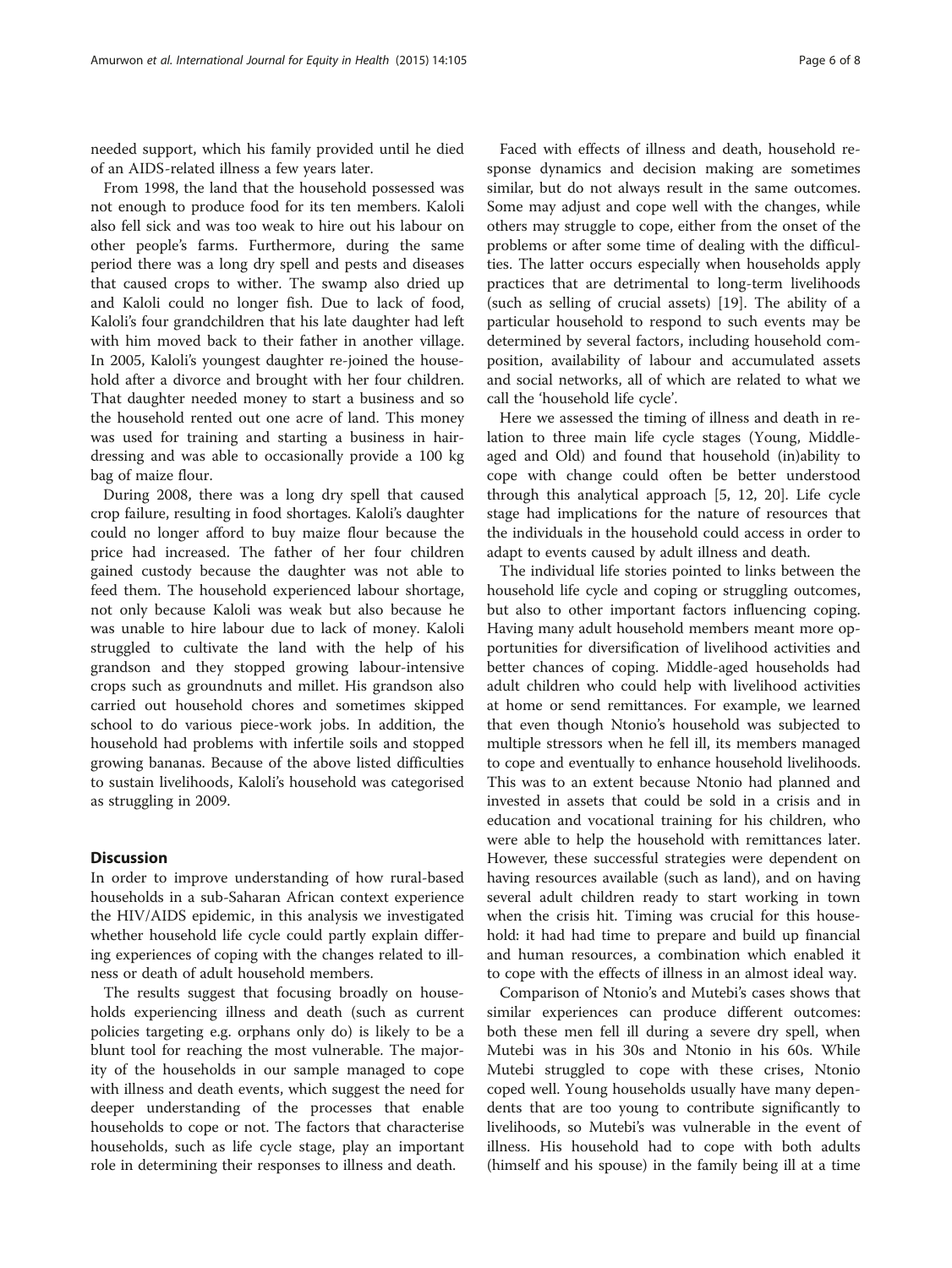needed support, which his family provided until he died of an AIDS-related illness a few years later.

From 1998, the land that the household possessed was not enough to produce food for its ten members. Kaloli also fell sick and was too weak to hire out his labour on other people's farms. Furthermore, during the same period there was a long dry spell and pests and diseases that caused crops to wither. The swamp also dried up and Kaloli could no longer fish. Due to lack of food, Kaloli's four grandchildren that his late daughter had left with him moved back to their father in another village. In 2005, Kaloli's youngest daughter re-joined the household after a divorce and brought with her four children. That daughter needed money to start a business and so the household rented out one acre of land. This money was used for training and starting a business in hairdressing and was able to occasionally provide a 100 kg bag of maize flour.

During 2008, there was a long dry spell that caused crop failure, resulting in food shortages. Kaloli's daughter could no longer afford to buy maize flour because the price had increased. The father of her four children gained custody because the daughter was not able to feed them. The household experienced labour shortage, not only because Kaloli was weak but also because he was unable to hire labour due to lack of money. Kaloli struggled to cultivate the land with the help of his grandson and they stopped growing labour-intensive crops such as groundnuts and millet. His grandson also carried out household chores and sometimes skipped school to do various piece-work jobs. In addition, the household had problems with infertile soils and stopped growing bananas. Because of the above listed difficulties to sustain livelihoods, Kaloli's household was categorised as struggling in 2009.

## Discussion

In order to improve understanding of how rural-based households in a sub-Saharan African context experience the HIV/AIDS epidemic, in this analysis we investigated whether household life cycle could partly explain differing experiences of coping with the changes related to illness or death of adult household members.

The results suggest that focusing broadly on households experiencing illness and death (such as current policies targeting e.g. orphans only do) is likely to be a blunt tool for reaching the most vulnerable. The majority of the households in our sample managed to cope with illness and death events, which suggest the need for deeper understanding of the processes that enable households to cope or not. The factors that characterise households, such as life cycle stage, play an important role in determining their responses to illness and death.

Faced with effects of illness and death, household response dynamics and decision making are sometimes similar, but do not always result in the same outcomes. Some may adjust and cope well with the changes, while others may struggle to cope, either from the onset of the problems or after some time of dealing with the difficulties. The latter occurs especially when households apply practices that are detrimental to long-term livelihoods (such as selling of crucial assets) [19]. The ability of a particular household to respond to such events may be determined by several factors, including household composition, availability of labour and accumulated assets and social networks, all of which are related to what we call the 'household life cycle'.

Here we assessed the timing of illness and death in relation to three main life cycle stages (Young, Middle-aged and Old) and found that household (in)ability to cope with change could often be better understood through this analytical approach [5, 12, 20]. Life cycle stage had implications for the nature of resources that the individuals in the household could access in order to adapt to events caused by adult illness and death.

The individual life stories pointed to links between the household life cycle and coping or struggling outcomes, but also to other important factors influencing coping. Having many adult household members meant more opportunities for diversification of livelihood activities and better chances of coping. Middle-aged households had adult children who could help with livelihood activities at home or send remittances. For example, we learned that even though Ntonio's household was subjected to multiple stressors when he fell ill, its members managed to cope and eventually to enhance household livelihoods. This was to an extent because Ntonio had planned and invested in assets that could be sold in a crisis and in education and vocational training for his children, who were able to help the household with remittances later. However, these successful strategies were dependent on having resources available (such as land), and on having several adult children ready to start working in town when the crisis hit. Timing was crucial for this household: it had had time to prepare and build up financial and human resources, a combination which enabled it to cope with the effects of illness in an almost ideal way.

Comparison of Ntonio's and Mutebi's cases shows that similar experiences can produce different outcomes: both these men fell ill during a severe dry spell, when Mutebi was in his 30s and Ntonio in his 60s. While Mutebi struggled to cope with these crises, Ntonio coped well. Young households usually have many dependents that are too young to contribute significantly to livelihoods, so Mutebi's was vulnerable in the event of illness. His household had to cope with both adults (himself and his spouse) in the family being ill at a time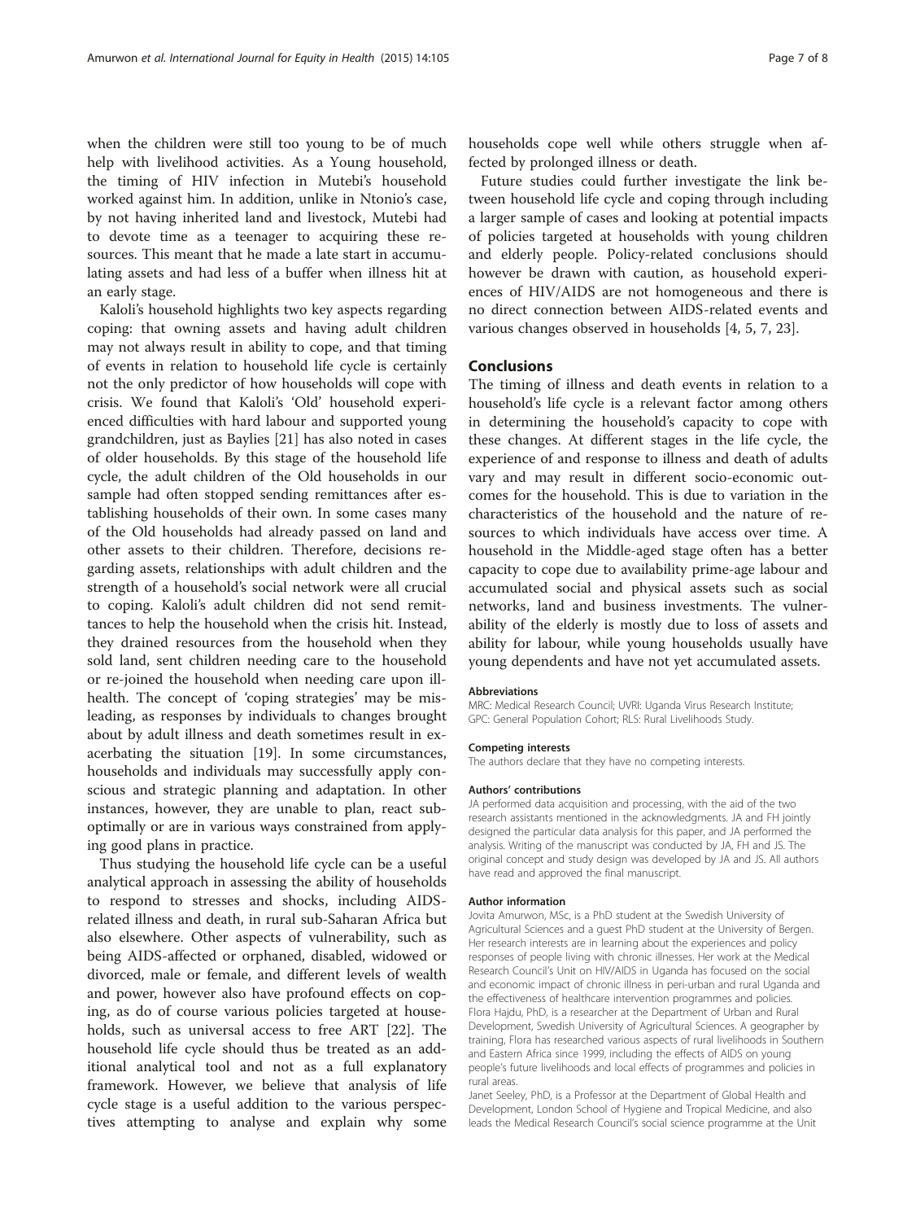when the children were still too young to be of much help with livelihood activities. As a Young household, the timing of HIV infection in Mutebi's household worked against him. In addition, unlike in Ntonio's case, by not having inherited land and livestock, Mutebi had to devote time as a teenager to acquiring these resources. This meant that he made a late start in accumulating assets and had less of a buffer when illness hit at an early stage.

Kaloli's household highlights two key aspects regarding coping: that owning assets and having adult children may not always result in ability to cope, and that timing of events in relation to household life cycle is certainly not the only predictor of how households will cope with crisis. We found that Kaloli's 'Old' household experienced difficulties with hard labour and supported young grandchildren, just as Baylies [21] has also noted in cases of older households. By this stage of the household life cycle, the adult children of the Old households in our sample had often stopped sending remittances after establishing households of their own. In some cases many of the Old households had already passed on land and other assets to their children. Therefore, decisions regarding assets, relationships with adult children and the strength of a household's social network were all crucial to coping. Kaloli's adult children did not send remittances to help the household when the crisis hit. Instead, they drained resources from the household when they sold land, sent children needing care to the household or re-joined the household when needing care upon ill-health. The concept of 'coping strategies' may be misleading, as responses by individuals to changes brought about by adult illness and death sometimes result in exacerbating the situation [19]. In some circumstances, households and individuals may successfully apply conscious and strategic planning and adaptation. In other instances, however, they are unable to plan, react sub-optimally or are in various ways constrained from applying good plans in practice.

Thus studying the household life cycle can be a useful analytical approach in assessing the ability of households to respond to stresses and shocks, including AIDS-related illness and death, in rural sub-Saharan Africa but also elsewhere. Other aspects of vulnerability, such as being AIDS-affected or orphaned, disabled, widowed or divorced, male or female, and different levels of wealth and power, however also have profound effects on coping, as do of course various policies targeted at households, such as universal access to free ART [22]. The household life cycle should thus be treated as an additional analytical tool and not as a full explanatory framework. However, we believe that analysis of life cycle stage is a useful addition to the various perspectives attempting to analyse and explain why some households cope well while others struggle when affected by prolonged illness or death.

Future studies could further investigate the link between household life cycle and coping through including a larger sample of cases and looking at potential impacts of policies targeted at households with young children and elderly people. Policy-related conclusions should however be drawn with caution, as household experiences of HIV/AIDS are not homogeneous and there is no direct connection between AIDS-related events and various changes observed in households [4, 5, 7, 23].

## Conclusions

The timing of illness and death events in relation to a household's life cycle is a relevant factor among others in determining the household's capacity to cope with these changes. At different stages in the life cycle, the experience of and response to illness and death of adults vary and may result in different socio-economic outcomes for the household. This is due to variation in the characteristics of the household and the nature of resources to which individuals have access over time. A household in the Middle-aged stage often has a better capacity to cope due to availability prime-age labour and accumulated social and physical assets such as social networks, land and business investments. The vulnerability of the elderly is mostly due to loss of assets and ability for labour, while young households usually have young dependents and have not yet accumulated assets.

#### Abbreviations

MRC: Medical Research Council; UVRI: Uganda Virus Research Institute; GPC: General Population Cohort; RLS: Rural Livelihoods Study.

#### Competing interests

The authors declare that they have no competing interests.

#### Authors' contributions

JA performed data acquisition and processing, with the aid of the two research assistants mentioned in the acknowledgments. JA and FH jointly designed the particular data analysis for this paper, and JA performed the analysis. Writing of the manuscript was conducted by JA, FH and JS. The original concept and study design was developed by JA and JS. All authors have read and approved the final manuscript.

#### Author information

Jovita Amurwon, MSc, is a PhD student at the Swedish University of Agricultural Sciences and a guest PhD student at the University of Bergen. Her research interests are in learning about the experiences and policy responses of people living with chronic illnesses. Her work at the Medical Research Council's Unit on HIV/AIDS in Uganda has focused on the social and economic impact of chronic illness in peri-urban and rural Uganda and the effectiveness of healthcare intervention programmes and policies.
Flora Hajdu, PhD, is a researcher at the Department of Urban and Rural Development, Swedish University of Agricultural Sciences. A geographer by training, Flora has researched various aspects of rural livelihoods in Southern and Eastern Africa since 1999, including the effects of AIDS on young people's future livelihoods and local effects of programmes and policies in rural areas.
Janet Seeley, PhD, is a Professor at the Department of Global Health and Development, London School of Hygiene and Tropical Medicine, and also leads the Medical Research Council's social science programme at the Unit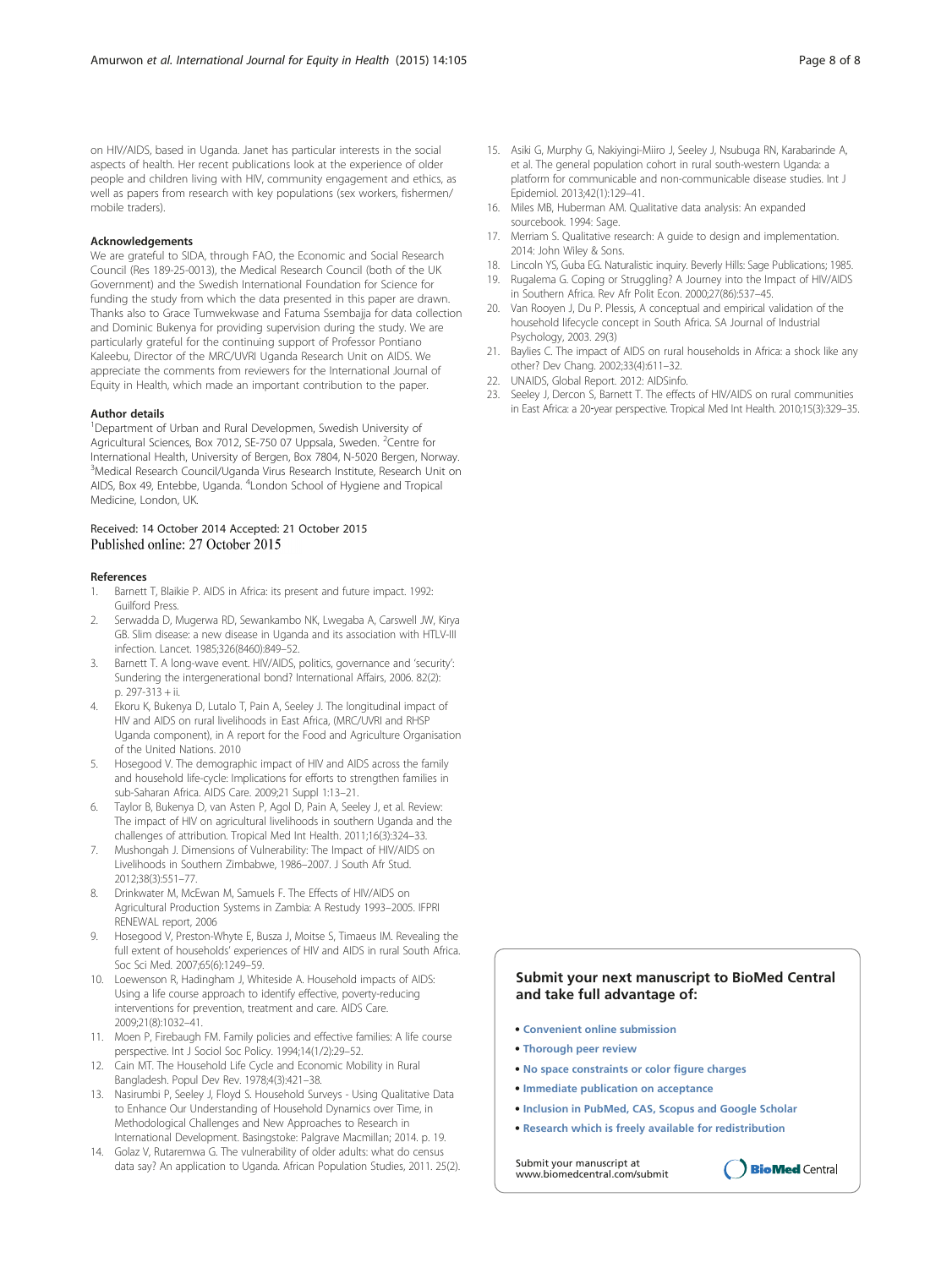on HIV/AIDS, based in Uganda. Janet has particular interests in the social aspects of health. Her recent publications look at the experience of older people and children living with HIV, community engagement and ethics, as well as papers from research with key populations (sex workers, fishermen/mobile traders).

#### Acknowledgements

We are grateful to SIDA, through FAO, the Economic and Social Research Council (Res 189-25-0013), the Medical Research Council (both of the UK Government) and the Swedish International Foundation for Science for funding the study from which the data presented in this paper are drawn. Thanks also to Grace Tumwekwase and Fatuma Ssembajja for data collection and Dominic Bukenya for providing supervision during the study. We are particularly grateful for the continuing support of Professor Pontiano Kaleebu, Director of the MRC/UVRI Uganda Research Unit on AIDS. We appreciate the comments from reviewers for the International Journal of Equity in Health, which made an important contribution to the paper.

#### Author details

[1]Department of Urban and Rural Developmen, Swedish University of Agricultural Sciences, Box 7012, SE-750 07 Uppsala, Sweden. [2]Centre for International Health, University of Bergen, Box 7804, N-5020 Bergen, Norway. [3]Medical Research Council/Uganda Virus Research Institute, Research Unit on AIDS, Box 49, Entebbe, Uganda. [4]London School of Hygiene and Tropical Medicine, London, UK.

Received: 14 October 2014 Accepted: 21 October 2015
Published online: 27 October 2015

#### References

1. Barnett T, Blaikie P. AIDS in Africa: its present and future impact. 1992: Guilford Press.
2. Serwadda D, Mugerwa RD, Sewankambo NK, Lwegaba A, Carswell JW, Kirya GB. Slim disease: a new disease in Uganda and its association with HTLV-III infection. Lancet. 1985;326(8460):849–52.
3. Barnett T. A long-wave event. HIV/AIDS, politics, governance and 'security': Sundering the intergenerational bond? International Affairs, 2006. 82(2): p. 297-313 + ii.
4. Ekoru K, Bukenya D, Lutalo T, Pain A, Seeley J. The longitudinal impact of HIV and AIDS on rural livelihoods in East Africa, (MRC/UVRI and RHSP Uganda component), in A report for the Food and Agriculture Organisation of the United Nations. 2010
5. Hosegood V. The demographic impact of HIV and AIDS across the family and household life-cycle: Implications for efforts to strengthen families in sub-Saharan Africa. AIDS Care. 2009;21 Suppl 1:13–21.
6. Taylor B, Bukenya D, van Asten P, Agol D, Pain A, Seeley J, et al. Review: The impact of HIV on agricultural livelihoods in southern Uganda and the challenges of attribution. Tropical Med Int Health. 2011;16(3):324–33.
7. Mushongah J. Dimensions of Vulnerability: The Impact of HIV/AIDS on Livelihoods in Southern Zimbabwe, 1986–2007. J South Afr Stud. 2012;38(3):551–77.
8. Drinkwater M, McEwan M, Samuels F. The Effects of HIV/AIDS on Agricultural Production Systems in Zambia: A Restudy 1993–2005. IFPRI RENEWAL report, 2006
9. Hosegood V, Preston-Whyte E, Busza J, Moitse S, Timaeus IM. Revealing the full extent of households' experiences of HIV and AIDS in rural South Africa. Soc Sci Med. 2007;65(6):1249–59.
10. Loewenson R, Hadingham J, Whiteside A. Household impacts of AIDS: Using a life course approach to identify effective, poverty-reducing interventions for prevention, treatment and care. AIDS Care. 2009;21(8):1032–41.
11. Moen P, Firebaugh FM. Family policies and effective families: A life course perspective. Int J Sociol Soc Policy. 1994;14(1/2):29–52.
12. Cain MT. The Household Life Cycle and Economic Mobility in Rural Bangladesh. Popul Dev Rev. 1978;4(3):421–38.
13. Nasirumbi P, Seeley J, Floyd S. Household Surveys - Using Qualitative Data to Enhance Our Understanding of Household Dynamics over Time, in Methodological Challenges and New Approaches to Research in International Development. Basingstoke: Palgrave Macmillan; 2014. p. 19.
14. Golaz V, Rutaremwa G. The vulnerability of older adults: what do census data say? An application to Uganda. African Population Studies, 2011. 25(2).
15. Asiki G, Murphy G, Nakiyingi-Miiro J, Seeley J, Nsubuga RN, Karabarinde A, et al. The general population cohort in rural south-western Uganda: a platform for communicable and non-communicable disease studies. Int J Epidemiol. 2013;42(1):129–41.
16. Miles MB, Huberman AM. Qualitative data analysis: An expanded sourcebook. 1994: Sage.
17. Merriam S. Qualitative research: A guide to design and implementation. 2014: John Wiley & Sons.
18. Lincoln YS, Guba EG. Naturalistic inquiry. Beverly Hills: Sage Publications; 1985.
19. Rugalema G. Coping or Struggling? A Journey into the Impact of HIV/AIDS in Southern Africa. Rev Afr Polit Econ. 2000;27(86):537–45.
20. Van Rooyen J, Du P. Plessis, A conceptual and empirical validation of the household lifecycle concept in South Africa. SA Journal of Industrial Psychology, 2003. 29(3)
21. Baylies C. The impact of AIDS on rural households in Africa: a shock like any other? Dev Chang. 2002;33(4):611–32.
22. UNAIDS, Global Report. 2012: AIDSinfo.
23. Seeley J, Dercon S, Barnett T. The effects of HIV/AIDS on rural communities in East Africa: a 20-year perspective. Tropical Med Int Health. 2010;15(3):329–35.

**Submit your next manuscript to BioMed Central and take full advantage of:**

- Convenient online submission
- Thorough peer review
- No space constraints or color figure charges
- Immediate publication on acceptance
- Inclusion in PubMed, CAS, Scopus and Google Scholar
- Research which is freely available for redistribution

Submit your manuscript at www.biomedcentral.com/submit

BioMed Central